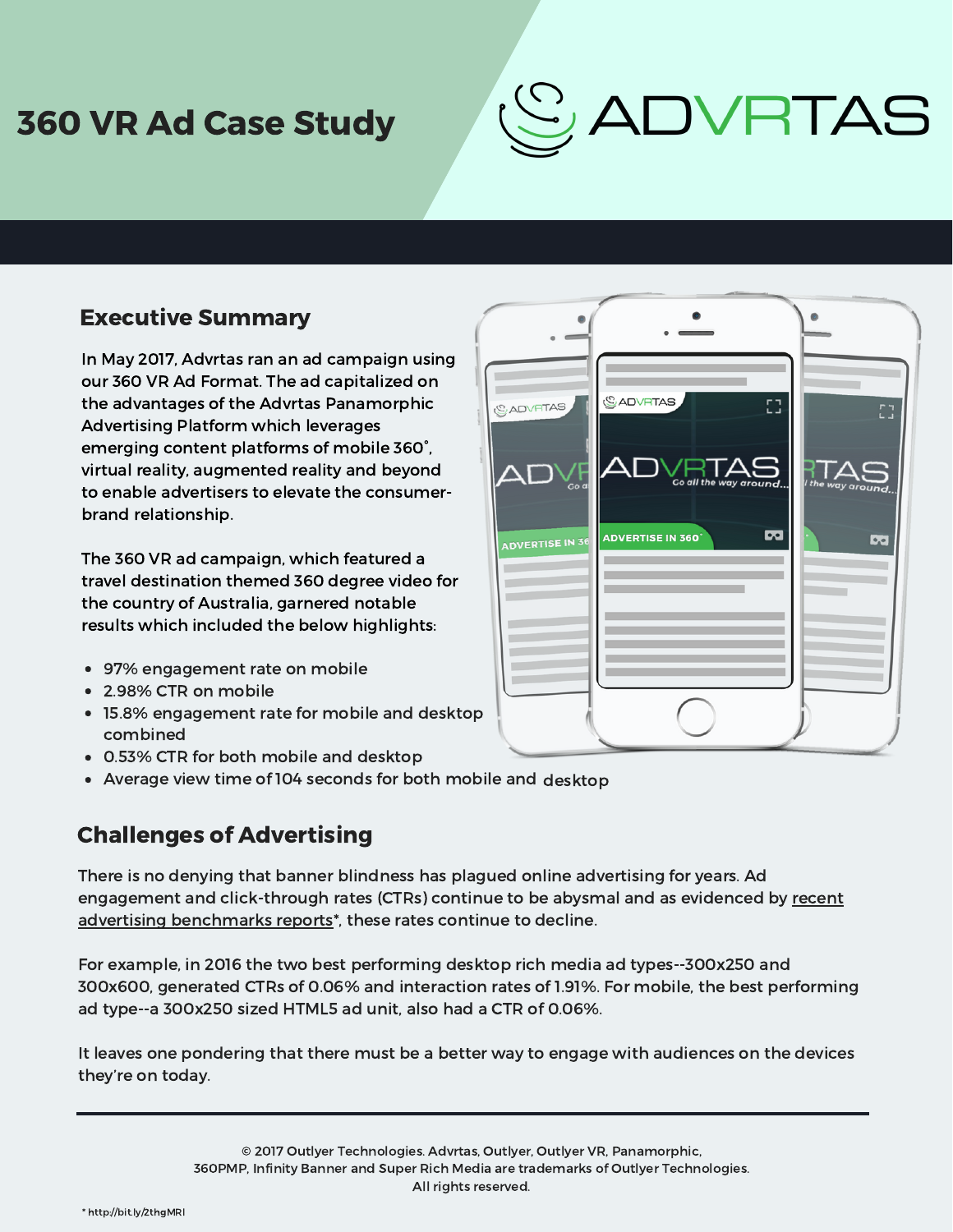# 360 VR Ad Case Study

ADVRTAS

## Executive Summary

In May 2017, Advrtas ran an ad campaign using our 360 VR Ad Format. The ad capitalized on the advantages of the Advrtas Panamorphic Advertising Platform which leverages emerging content platforms of mobile 360˚, virtual reality, augmented reality and beyond to enable advertisers to elevate the consumer-brand relationship.

The 360 VR ad campaign, which featured a travel destination themed 360 degree video for the country of Australia, garnered notable results which included the below highlights:

- 97% engagement rate on mobile
- 2.98% CTR on mobile
- 15.8% engagement rate for mobile and desktop combined
- 0.53% CTR for both mobile and desktop
- Average view time of 104 seconds for both mobile and desktop

## Challenges of Advertising

There is no denying that banner blindness has plagued online advertising for years. Ad engagement and click-through rates (CTRs) continue to be abysmal and as evidenced by recent advertising benchmarks reports*, these rates continue to decline.

For example, in 2016 the two best performing desktop rich media ad types--300x250 and 300x600, generated CTRs of 0.06% and interaction rates of 1.91%. For mobile, the best performing ad type--a 300x250 sized HTML5 ad unit, also had a CTR of 0.06%.

It leaves one pondering that there must be a better way to engage with audiences on the devices they're on today.

---

© 2017 Outlyer Technologies. Advrtas, Outlyer, Outlyer VR, Panamorphic, 360PMP, Infinity Banner and Super Rich Media are trademarks of Outlyer Technologies. All rights reserved.

* http://bit.ly/2thgMRI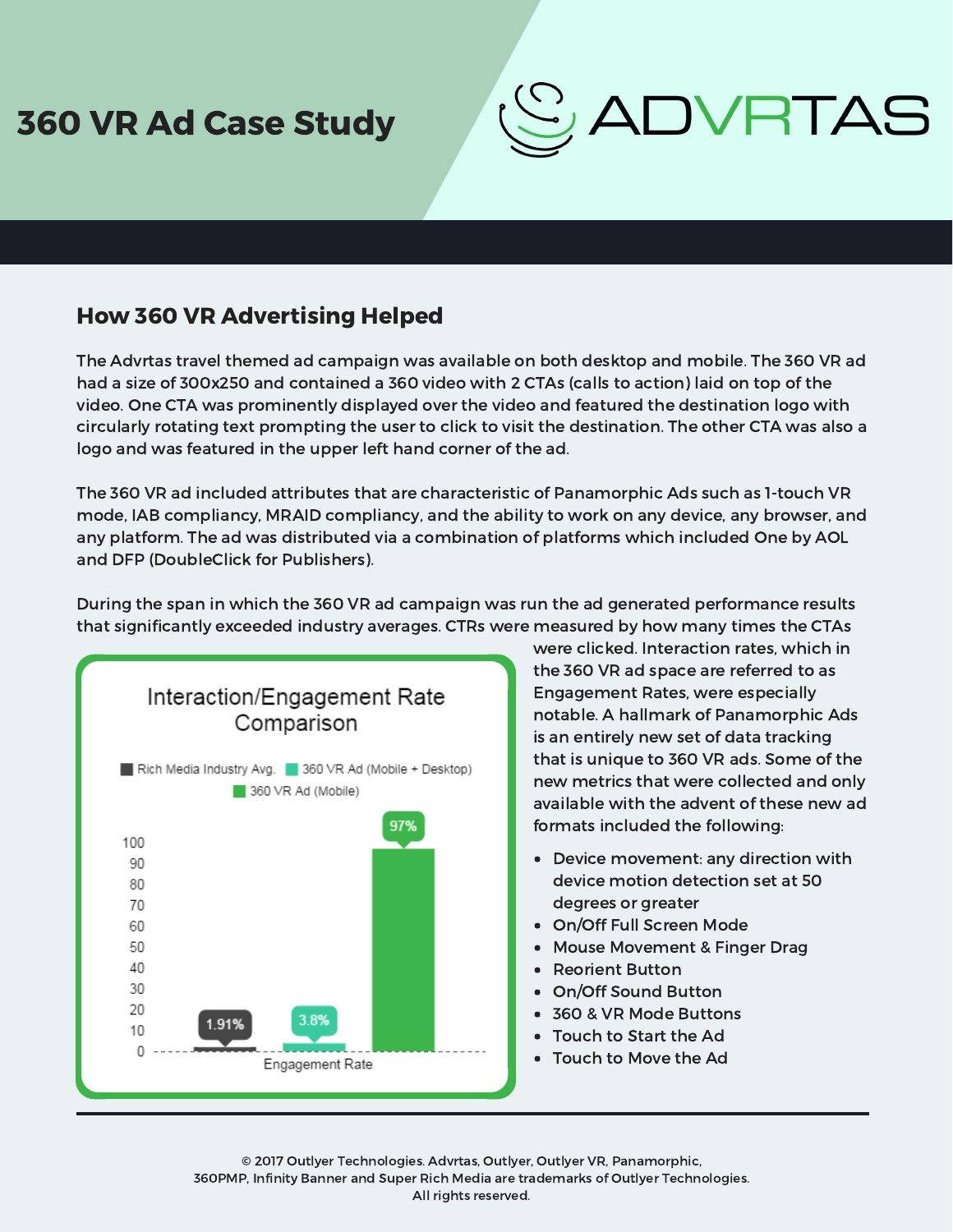# 360 VR Ad Case Study

ADVRTAS

## How 360 VR Advertising Helped

The Advrtas travel themed ad campaign was available on both desktop and mobile. The 360 VR ad had a size of 300x250 and contained a 360 video with 2 CTAs (calls to action) laid on top of the video. One CTA was prominently displayed over the video and featured the destination logo with circularly rotating text prompting the user to click to visit the destination. The other CTA was also a logo and was featured in the upper left hand corner of the ad.

The 360 VR ad included attributes that are characteristic of Panamorphic Ads such as 1-touch VR mode, IAB compliancy, MRAID compliancy, and the ability to work on any device, any browser, and any platform. The ad was distributed via a combination of platforms which included One by AOL and DFP (DoubleClick for Publishers).

During the span in which the 360 VR ad campaign was run the ad generated performance results that significantly exceeded industry averages. CTRs were measured by how many times the CTAs were clicked. Interaction rates, which in the 360 VR ad space are referred to as Engagement Rates, were especially notable. A hallmark of Panamorphic Ads is an entirely new set of data tracking that is unique to 360 VR ads. Some of the new metrics that were collected and only available with the advent of these new ad formats included the following:

- Device movement: any direction with device motion detection set at 50 degrees or greater
- On/Off Full Screen Mode
- Mouse Movement & Finger Drag
- Reorient Button
- On/Off Sound Button
- 360 & VR Mode Buttons
- Touch to Start the Ad
- Touch to Move the Ad

**Interaction/Engagement Rate Comparison**

| | Rich Media Industry Avg. | 360 VR Ad (Mobile + Desktop) | 360 VR Ad (Mobile) |
|---|---|---|---|
| Engagement Rate | 1.91% | 3.8% | 97% |

© 2017 Outlyer Technologies. Advrtas, Outlyer, Outlyer VR, Panamorphic, 360PMP, Infinity Banner and Super Rich Media are trademarks of Outlyer Technologies. All rights reserved.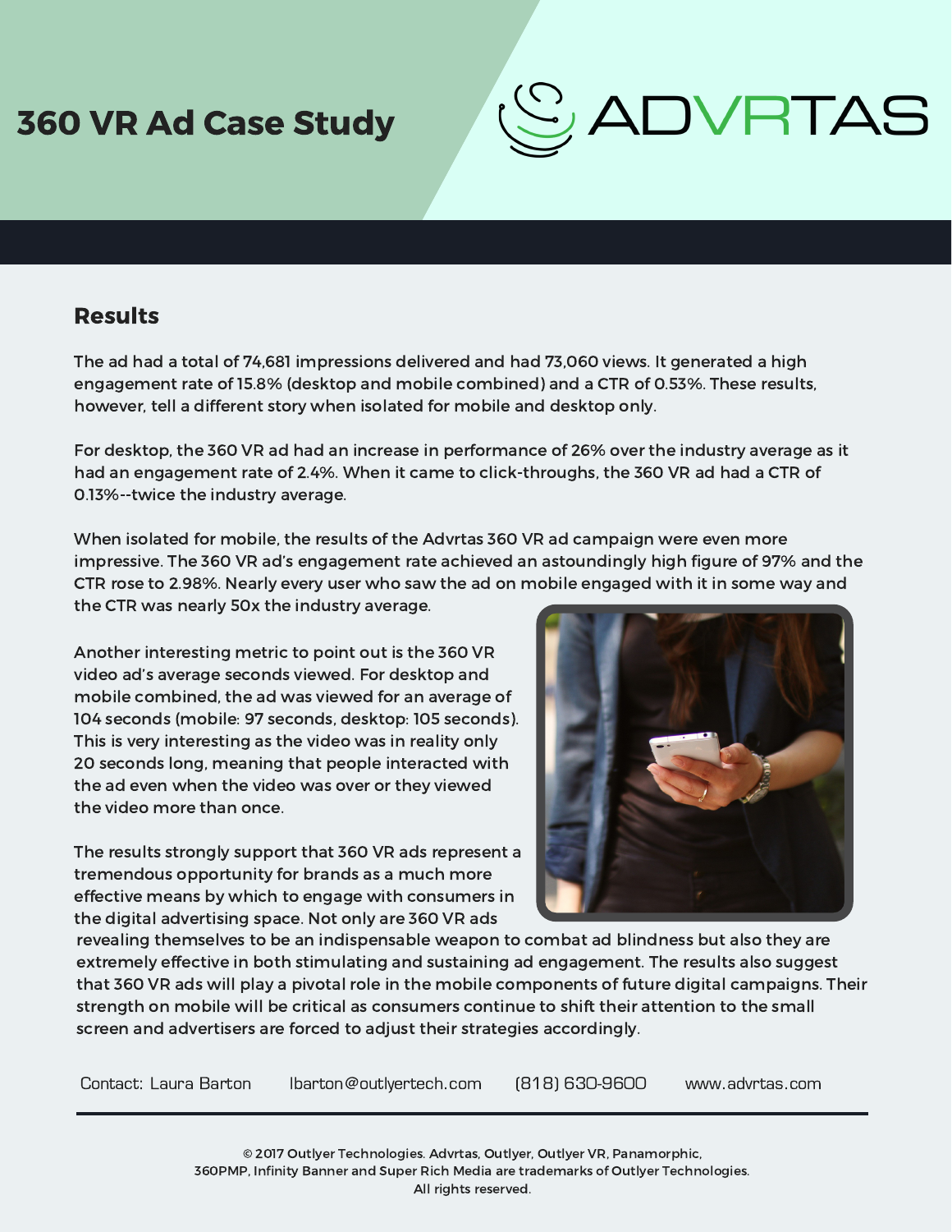# 360 VR Ad Case Study

ADVRTAS

## Results

The ad had a total of 74,681 impressions delivered and had 73,060 views. It generated a high engagement rate of 15.8% (desktop and mobile combined) and a CTR of 0.53%. These results, however, tell a different story when isolated for mobile and desktop only.

For desktop, the 360 VR ad had an increase in performance of 26% over the industry average as it had an engagement rate of 2.4%. When it came to click-throughs, the 360 VR ad had a CTR of 0.13%--twice the industry average.

When isolated for mobile, the results of the Advrtas 360 VR ad campaign were even more impressive. The 360 VR ad's engagement rate achieved an astoundingly high figure of 97% and the CTR rose to 2.98%. Nearly every user who saw the ad on mobile engaged with it in some way and the CTR was nearly 50x the industry average.

Another interesting metric to point out is the 360 VR video ad's average seconds viewed. For desktop and mobile combined, the ad was viewed for an average of 104 seconds (mobile: 97 seconds, desktop: 105 seconds). This is very interesting as the video was in reality only 20 seconds long, meaning that people interacted with the ad even when the video was over or they viewed the video more than once.

The results strongly support that 360 VR ads represent a tremendous opportunity for brands as a much more effective means by which to engage with consumers in the digital advertising space. Not only are 360 VR ads revealing themselves to be an indispensable weapon to combat ad blindness but also they are extremely effective in both stimulating and sustaining ad engagement. The results also suggest that 360 VR ads will play a pivotal role in the mobile components of future digital campaigns. Their strength on mobile will be critical as consumers continue to shift their attention to the small screen and advertisers are forced to adjust their strategies accordingly.

Contact: Laura Barton lbarton@outlyertech.com (818) 630-9600 www.advrtas.com

© 2017 Outlyer Technologies. Advrtas, Outlyer, Outlyer VR, Panamorphic, 360PMP, Infinity Banner and Super Rich Media are trademarks of Outlyer Technologies. All rights reserved.